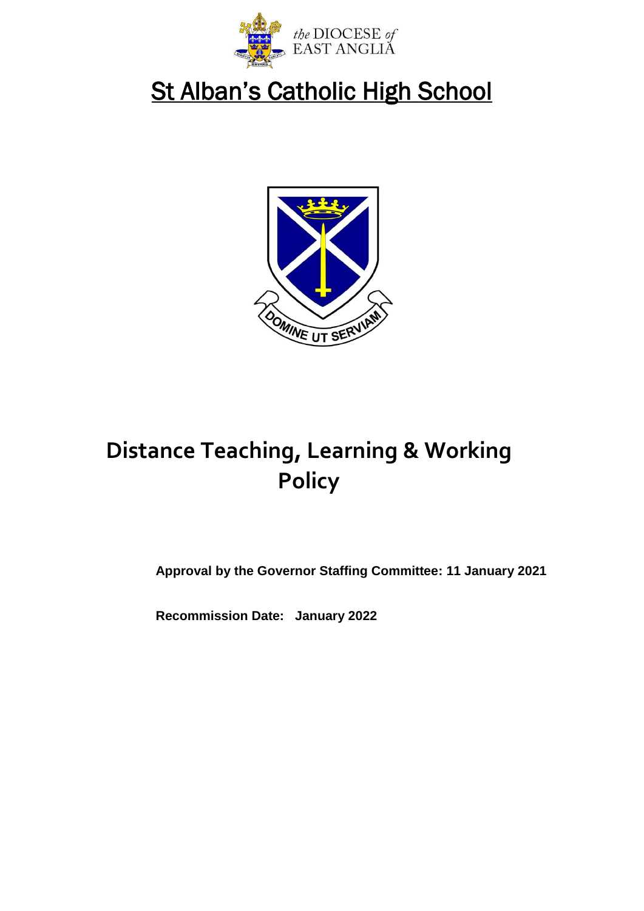the DIOCESE of EAST ANGLIA

# St Alban's Catholic High School

DOMINE UT SERVIAM

# Distance Teaching, Learning & Working Policy

**Approval by the Governor Staffing Committee: 11 January 2021**

**Recommission Date: January 2022**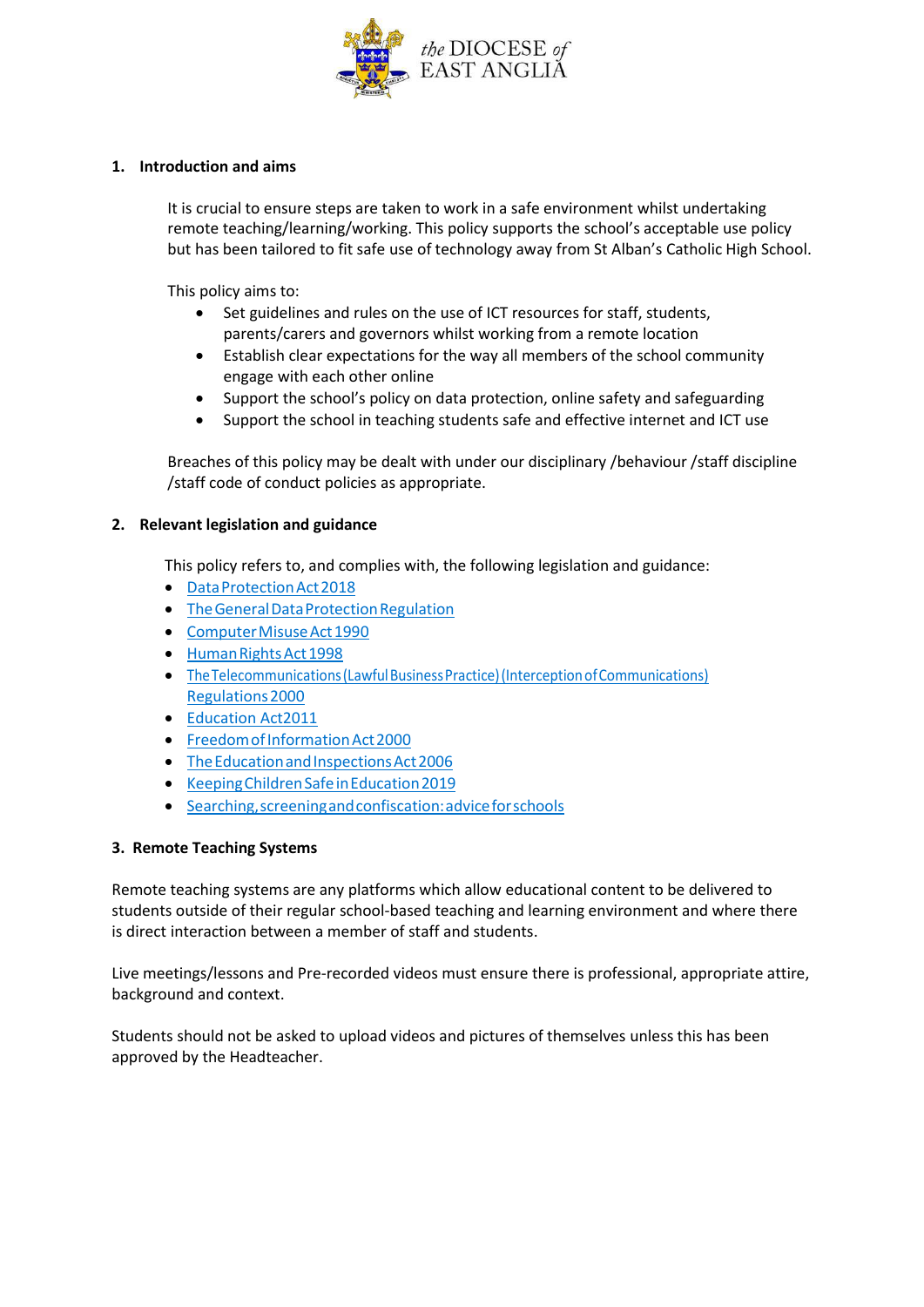## 1. Introduction and aims

It is crucial to ensure steps are taken to work in a safe environment whilst undertaking remote teaching/learning/working. This policy supports the school's acceptable use policy but has been tailored to fit safe use of technology away from St Alban's Catholic High School.

This policy aims to:

- Set guidelines and rules on the use of ICT resources for staff, students, parents/carers and governors whilst working from a remote location
- Establish clear expectations for the way all members of the school community engage with each other online
- Support the school's policy on data protection, online safety and safeguarding
- Support the school in teaching students safe and effective internet and ICT use

Breaches of this policy may be dealt with under our disciplinary /behaviour /staff discipline /staff code of conduct policies as appropriate.

## 2. Relevant legislation and guidance

This policy refers to, and complies with, the following legislation and guidance:

- Data Protection Act 2018
- The General Data Protection Regulation
- Computer Misuse Act 1990
- Human Rights Act 1998
- The Telecommunications (Lawful Business Practice) (Interception of Communications) Regulations 2000
- Education Act2011
- Freedom of Information Act 2000
- The Education and Inspections Act 2006
- Keeping Children Safe in Education 2019
- Searching, screening and confiscation: advice for schools

## 3. Remote Teaching Systems

Remote teaching systems are any platforms which allow educational content to be delivered to students outside of their regular school-based teaching and learning environment and where there is direct interaction between a member of staff and students.

Live meetings/lessons and Pre-recorded videos must ensure there is professional, appropriate attire, background and context.

Students should not be asked to upload videos and pictures of themselves unless this has been approved by the Headteacher.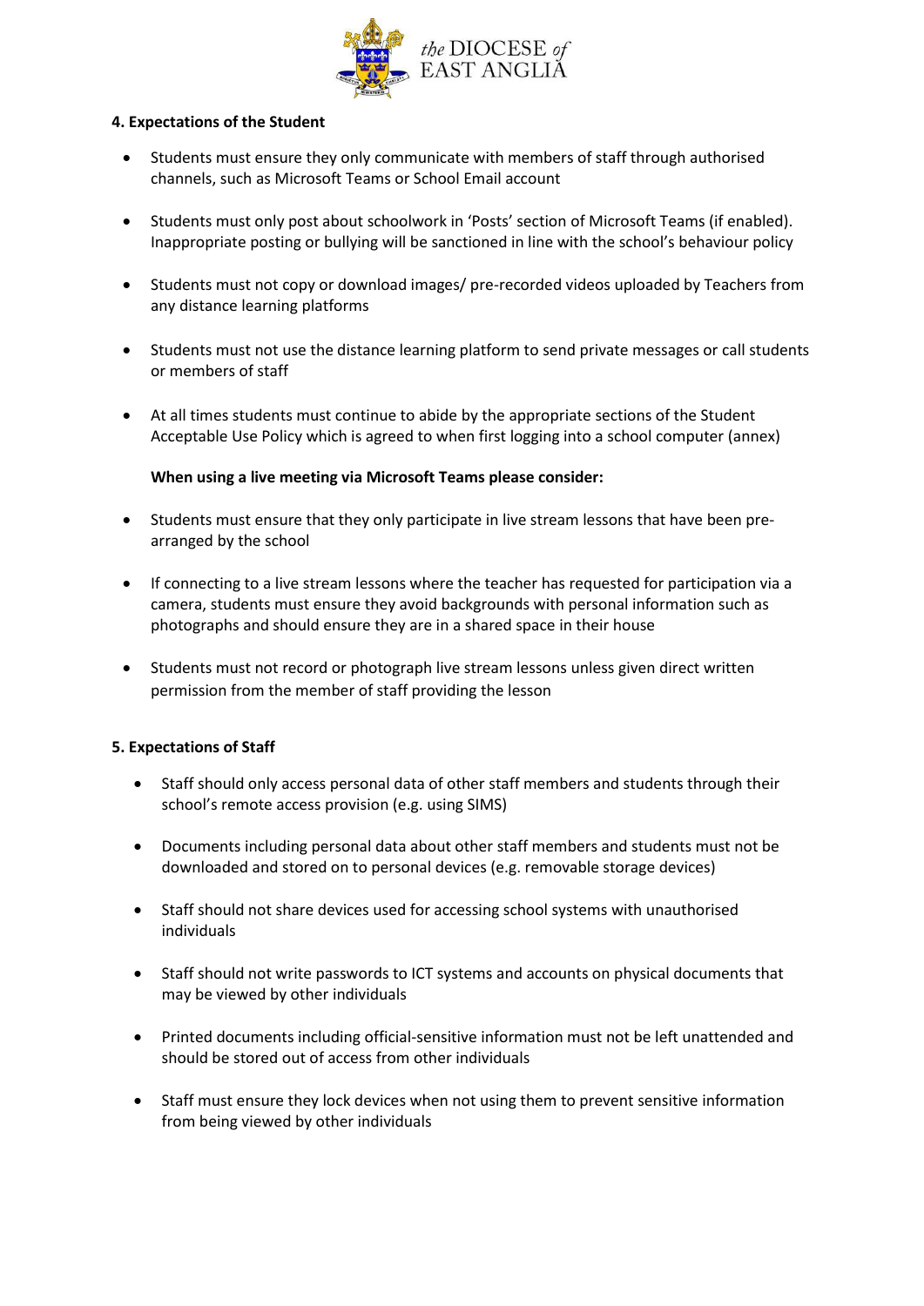### 4. Expectations of the Student

- Students must ensure they only communicate with members of staff through authorised channels, such as Microsoft Teams or School Email account
- Students must only post about schoolwork in 'Posts' section of Microsoft Teams (if enabled). Inappropriate posting or bullying will be sanctioned in line with the school's behaviour policy
- Students must not copy or download images/ pre-recorded videos uploaded by Teachers from any distance learning platforms
- Students must not use the distance learning platform to send private messages or call students or members of staff
- At all times students must continue to abide by the appropriate sections of the Student Acceptable Use Policy which is agreed to when first logging into a school computer (annex)

**When using a live meeting via Microsoft Teams please consider:**

- Students must ensure that they only participate in live stream lessons that have been pre-arranged by the school
- If connecting to a live stream lessons where the teacher has requested for participation via a camera, students must ensure they avoid backgrounds with personal information such as photographs and should ensure they are in a shared space in their house
- Students must not record or photograph live stream lessons unless given direct written permission from the member of staff providing the lesson

### 5. Expectations of Staff

- Staff should only access personal data of other staff members and students through their school's remote access provision (e.g. using SIMS)
- Documents including personal data about other staff members and students must not be downloaded and stored on to personal devices (e.g. removable storage devices)
- Staff should not share devices used for accessing school systems with unauthorised individuals
- Staff should not write passwords to ICT systems and accounts on physical documents that may be viewed by other individuals
- Printed documents including official-sensitive information must not be left unattended and should be stored out of access from other individuals
- Staff must ensure they lock devices when not using them to prevent sensitive information from being viewed by other individuals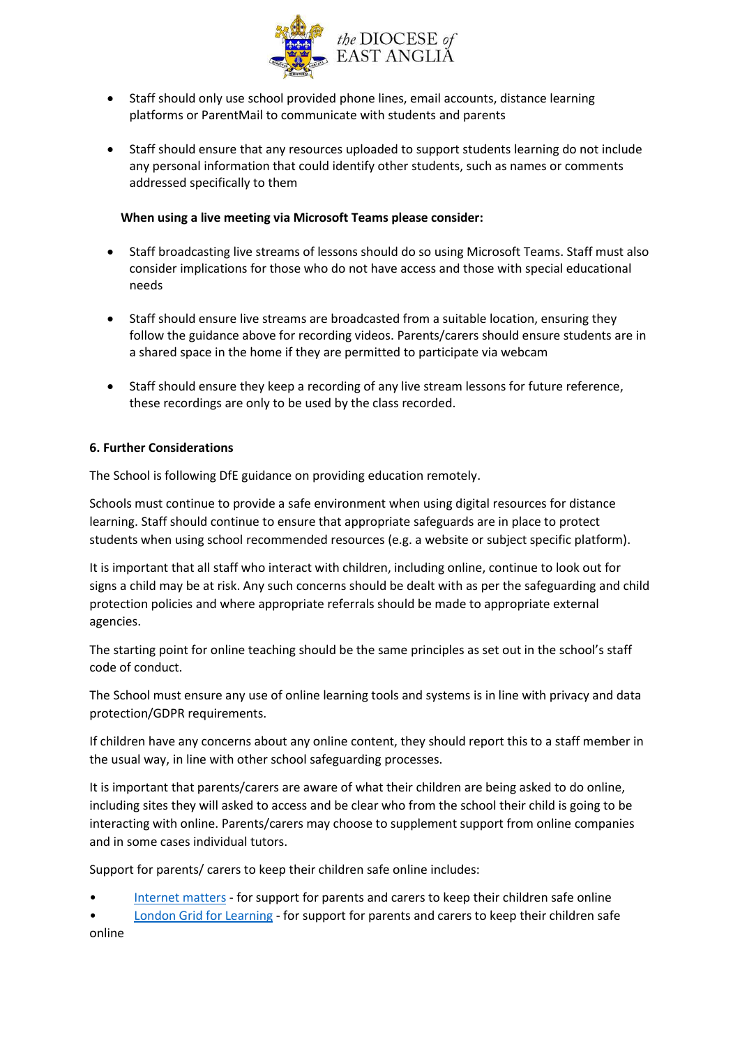- Staff should only use school provided phone lines, email accounts, distance learning platforms or ParentMail to communicate with students and parents

- Staff should ensure that any resources uploaded to support students learning do not include any personal information that could identify other students, such as names or comments addressed specifically to them

**When using a live meeting via Microsoft Teams please consider:**

- Staff broadcasting live streams of lessons should do so using Microsoft Teams. Staff must also consider implications for those who do not have access and those with special educational needs

- Staff should ensure live streams are broadcasted from a suitable location, ensuring they follow the guidance above for recording videos. Parents/carers should ensure students are in a shared space in the home if they are permitted to participate via webcam

- Staff should ensure they keep a recording of any live stream lessons for future reference, these recordings are only to be used by the class recorded.

**6. Further Considerations**

The School is following DfE guidance on providing education remotely.

Schools must continue to provide a safe environment when using digital resources for distance learning. Staff should continue to ensure that appropriate safeguards are in place to protect students when using school recommended resources (e.g. a website or subject specific platform).

It is important that all staff who interact with children, including online, continue to look out for signs a child may be at risk. Any such concerns should be dealt with as per the safeguarding and child protection policies and where appropriate referrals should be made to appropriate external agencies.

The starting point for online teaching should be the same principles as set out in the school's staff code of conduct.

The School must ensure any use of online learning tools and systems is in line with privacy and data protection/GDPR requirements.

If children have any concerns about any online content, they should report this to a staff member in the usual way, in line with other school safeguarding processes.

It is important that parents/carers are aware of what their children are being asked to do online, including sites they will asked to access and be clear who from the school their child is going to be interacting with online. Parents/carers may choose to supplement support from online companies and in some cases individual tutors.

Support for parents/ carers to keep their children safe online includes:

- Internet matters - for support for parents and carers to keep their children safe online
- London Grid for Learning - for support for parents and carers to keep their children safe online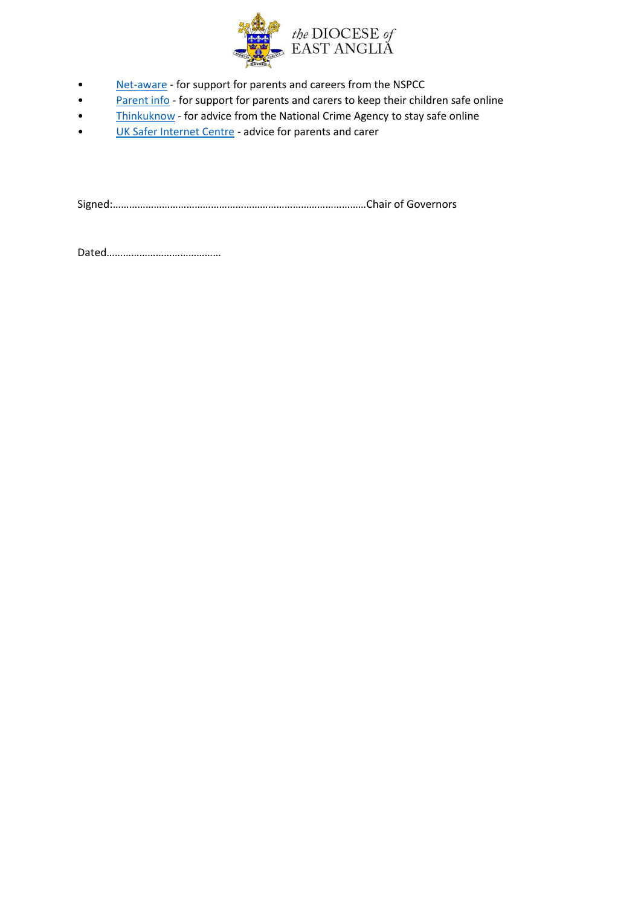- Net-aware - for support for parents and careers from the NSPCC
- Parent info - for support for parents and carers to keep their children safe online
- Thinkuknow - for advice from the National Crime Agency to stay safe online
- UK Safer Internet Centre - advice for parents and carer

Signed:………………………………………………………………………………Chair of Governors

Dated…………………………………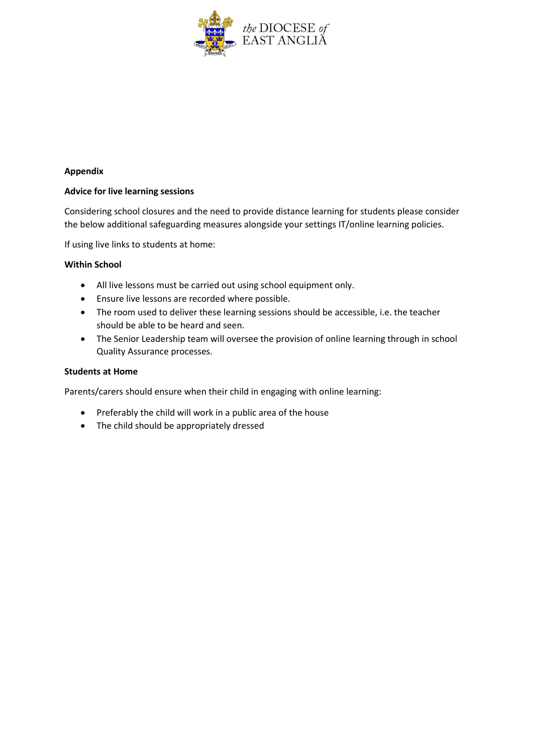**Appendix**

**Advice for live learning sessions**

Considering school closures and the need to provide distance learning for students please consider the below additional safeguarding measures alongside your settings IT/online learning policies.

If using live links to students at home:

**Within School**

- All live lessons must be carried out using school equipment only.
- Ensure live lessons are recorded where possible.
- The room used to deliver these learning sessions should be accessible, i.e. the teacher should be able to be heard and seen.
- The Senior Leadership team will oversee the provision of online learning through in school Quality Assurance processes.

**Students at Home**

Parents/carers should ensure when their child in engaging with online learning:

- Preferably the child will work in a public area of the house
- The child should be appropriately dressed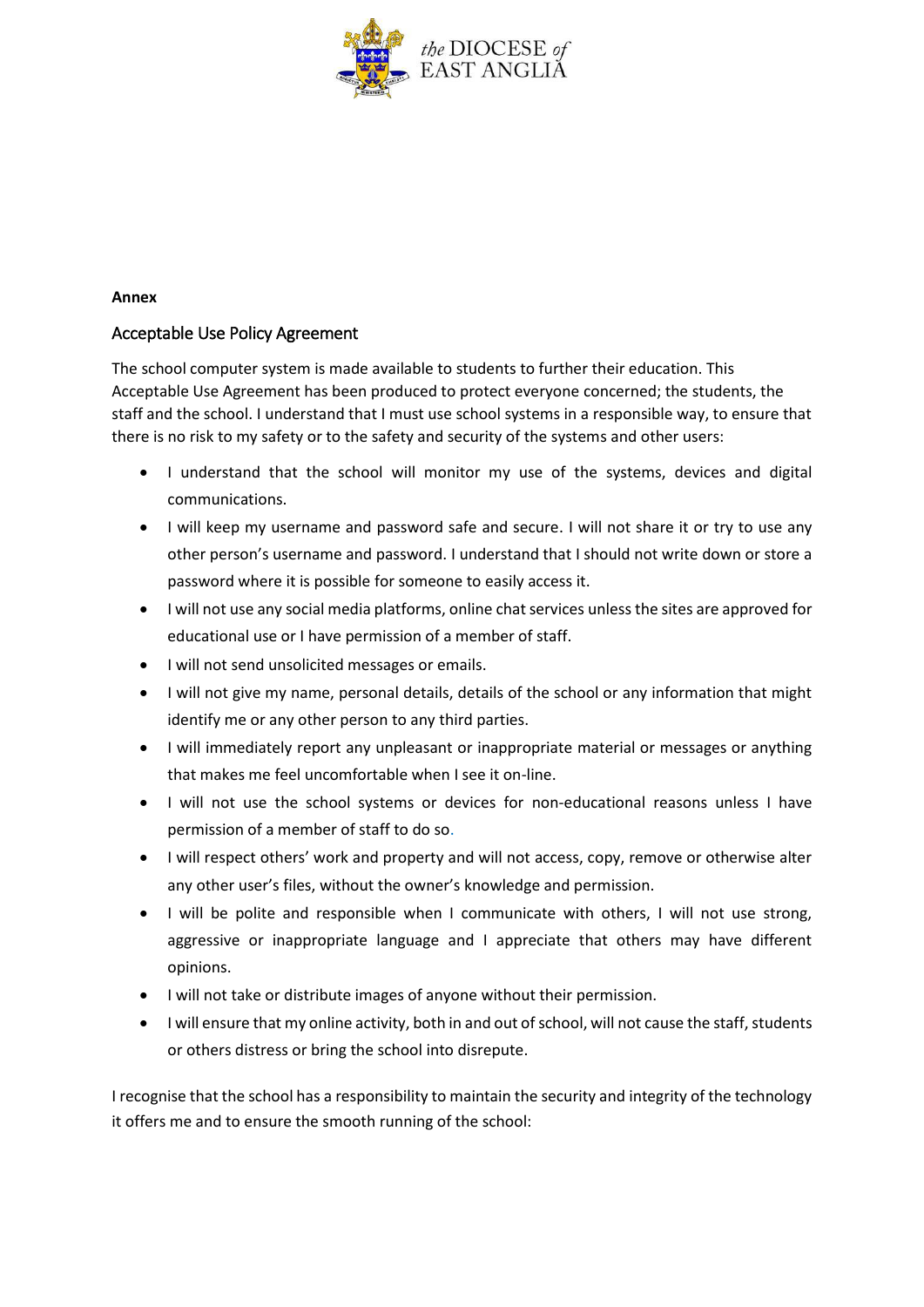**Annex**

## Acceptable Use Policy Agreement

The school computer system is made available to students to further their education. This Acceptable Use Agreement has been produced to protect everyone concerned; the students, the staff and the school. I understand that I must use school systems in a responsible way, to ensure that there is no risk to my safety or to the safety and security of the systems and other users:

- I understand that the school will monitor my use of the systems, devices and digital communications.
- I will keep my username and password safe and secure. I will not share it or try to use any other person's username and password. I understand that I should not write down or store a password where it is possible for someone to easily access it.
- I will not use any social media platforms, online chat services unless the sites are approved for educational use or I have permission of a member of staff.
- I will not send unsolicited messages or emails.
- I will not give my name, personal details, details of the school or any information that might identify me or any other person to any third parties.
- I will immediately report any unpleasant or inappropriate material or messages or anything that makes me feel uncomfortable when I see it on-line.
- I will not use the school systems or devices for non-educational reasons unless I have permission of a member of staff to do so.
- I will respect others' work and property and will not access, copy, remove or otherwise alter any other user's files, without the owner's knowledge and permission.
- I will be polite and responsible when I communicate with others, I will not use strong, aggressive or inappropriate language and I appreciate that others may have different opinions.
- I will not take or distribute images of anyone without their permission.
- I will ensure that my online activity, both in and out of school, will not cause the staff, students or others distress or bring the school into disrepute.

I recognise that the school has a responsibility to maintain the security and integrity of the technology it offers me and to ensure the smooth running of the school: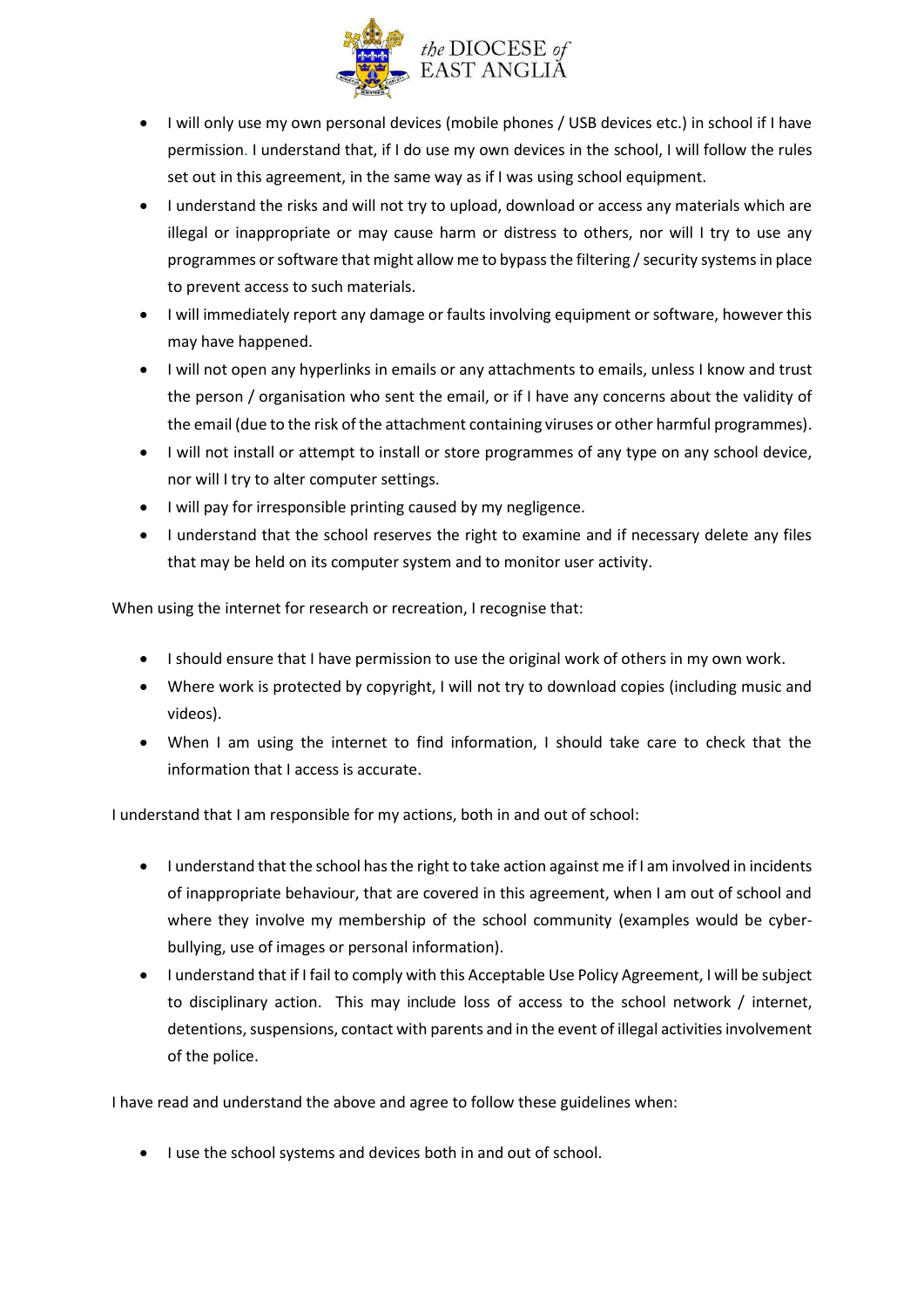- I will only use my own personal devices (mobile phones / USB devices etc.) in school if I have permission. I understand that, if I do use my own devices in the school, I will follow the rules set out in this agreement, in the same way as if I was using school equipment.
- I understand the risks and will not try to upload, download or access any materials which are illegal or inappropriate or may cause harm or distress to others, nor will I try to use any programmes or software that might allow me to bypass the filtering / security systems in place to prevent access to such materials.
- I will immediately report any damage or faults involving equipment or software, however this may have happened.
- I will not open any hyperlinks in emails or any attachments to emails, unless I know and trust the person / organisation who sent the email, or if I have any concerns about the validity of the email (due to the risk of the attachment containing viruses or other harmful programmes).
- I will not install or attempt to install or store programmes of any type on any school device, nor will I try to alter computer settings.
- I will pay for irresponsible printing caused by my negligence.
- I understand that the school reserves the right to examine and if necessary delete any files that may be held on its computer system and to monitor user activity.

When using the internet for research or recreation, I recognise that:

- I should ensure that I have permission to use the original work of others in my own work.
- Where work is protected by copyright, I will not try to download copies (including music and videos).
- When I am using the internet to find information, I should take care to check that the information that I access is accurate.

I understand that I am responsible for my actions, both in and out of school:

- I understand that the school has the right to take action against me if I am involved in incidents of inappropriate behaviour, that are covered in this agreement, when I am out of school and where they involve my membership of the school community (examples would be cyber-bullying, use of images or personal information).
- I understand that if I fail to comply with this Acceptable Use Policy Agreement, I will be subject to disciplinary action. This may include loss of access to the school network / internet, detentions, suspensions, contact with parents and in the event of illegal activities involvement of the police.

I have read and understand the above and agree to follow these guidelines when:

- I use the school systems and devices both in and out of school.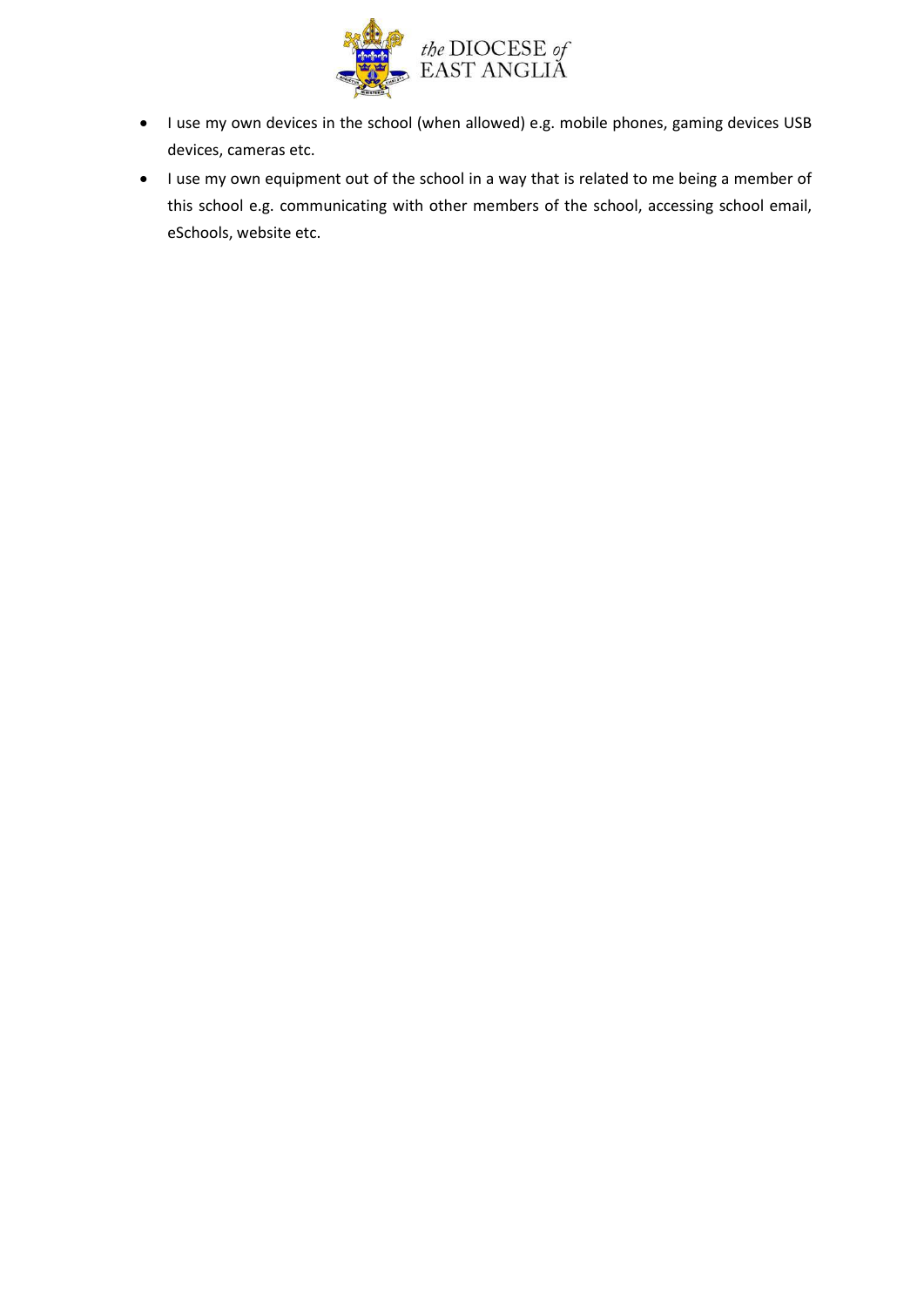- I use my own devices in the school (when allowed) e.g. mobile phones, gaming devices USB devices, cameras etc.
- I use my own equipment out of the school in a way that is related to me being a member of this school e.g. communicating with other members of the school, accessing school email, eSchools, website etc.